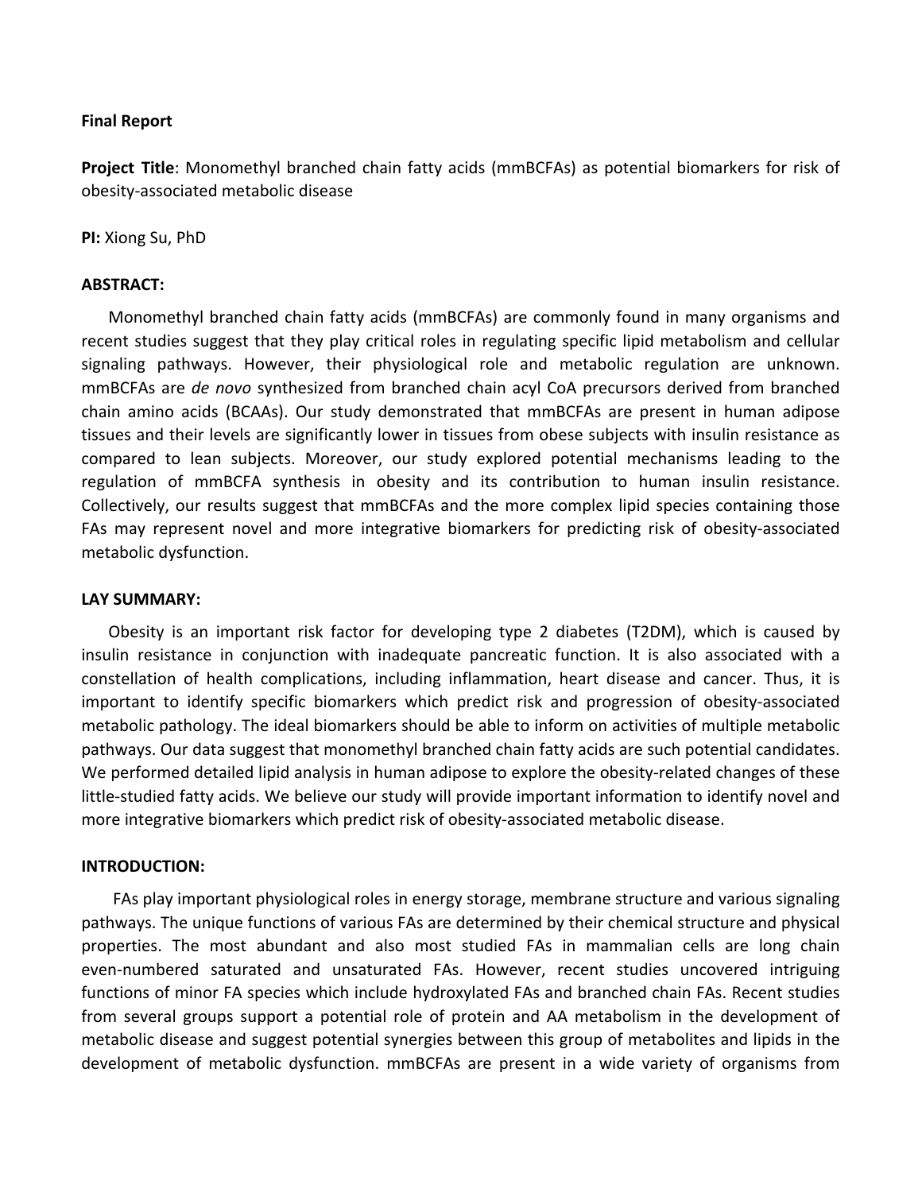**Final Report**

**Project Title**: Monomethyl branched chain fatty acids (mmBCFAs) as potential biomarkers for risk of obesity-associated metabolic disease

**PI:** Xiong Su, PhD

**ABSTRACT:**

Monomethyl branched chain fatty acids (mmBCFAs) are commonly found in many organisms and recent studies suggest that they play critical roles in regulating specific lipid metabolism and cellular signaling pathways. However, their physiological role and metabolic regulation are unknown. mmBCFAs are *de novo* synthesized from branched chain acyl CoA precursors derived from branched chain amino acids (BCAAs). Our study demonstrated that mmBCFAs are present in human adipose tissues and their levels are significantly lower in tissues from obese subjects with insulin resistance as compared to lean subjects. Moreover, our study explored potential mechanisms leading to the regulation of mmBCFA synthesis in obesity and its contribution to human insulin resistance. Collectively, our results suggest that mmBCFAs and the more complex lipid species containing those FAs may represent novel and more integrative biomarkers for predicting risk of obesity-associated metabolic dysfunction.

**LAY SUMMARY:**

Obesity is an important risk factor for developing type 2 diabetes (T2DM), which is caused by insulin resistance in conjunction with inadequate pancreatic function. It is also associated with a constellation of health complications, including inflammation, heart disease and cancer. Thus, it is important to identify specific biomarkers which predict risk and progression of obesity-associated metabolic pathology. The ideal biomarkers should be able to inform on activities of multiple metabolic pathways. Our data suggest that monomethyl branched chain fatty acids are such potential candidates. We performed detailed lipid analysis in human adipose to explore the obesity-related changes of these little-studied fatty acids. We believe our study will provide important information to identify novel and more integrative biomarkers which predict risk of obesity-associated metabolic disease.

**INTRODUCTION:**

FAs play important physiological roles in energy storage, membrane structure and various signaling pathways. The unique functions of various FAs are determined by their chemical structure and physical properties. The most abundant and also most studied FAs in mammalian cells are long chain even-numbered saturated and unsaturated FAs. However, recent studies uncovered intriguing functions of minor FA species which include hydroxylated FAs and branched chain FAs. Recent studies from several groups support a potential role of protein and AA metabolism in the development of metabolic disease and suggest potential synergies between this group of metabolites and lipids in the development of metabolic dysfunction. mmBCFAs are present in a wide variety of organisms from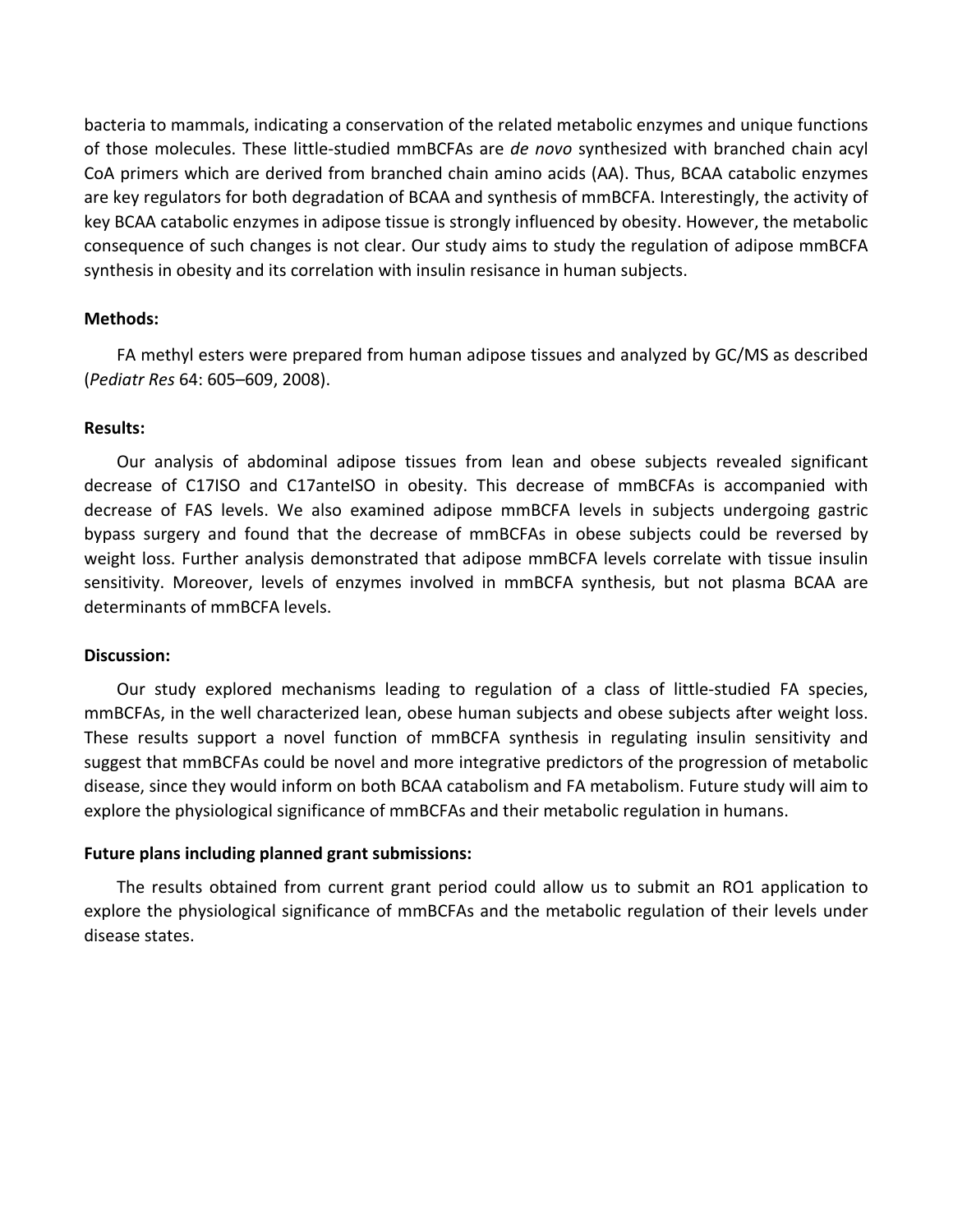bacteria to mammals, indicating a conservation of the related metabolic enzymes and unique functions of those molecules. These little-studied mmBCFAs are *de novo* synthesized with branched chain acyl CoA primers which are derived from branched chain amino acids (AA). Thus, BCAA catabolic enzymes are key regulators for both degradation of BCAA and synthesis of mmBCFA. Interestingly, the activity of key BCAA catabolic enzymes in adipose tissue is strongly influenced by obesity. However, the metabolic consequence of such changes is not clear. Our study aims to study the regulation of adipose mmBCFA synthesis in obesity and its correlation with insulin resisance in human subjects.

**Methods:**

FA methyl esters were prepared from human adipose tissues and analyzed by GC/MS as described (*Pediatr Res* 64: 605–609, 2008).

**Results:**

Our analysis of abdominal adipose tissues from lean and obese subjects revealed significant decrease of C17ISO and C17anteISO in obesity. This decrease of mmBCFAs is accompanied with decrease of FAS levels. We also examined adipose mmBCFA levels in subjects undergoing gastric bypass surgery and found that the decrease of mmBCFAs in obese subjects could be reversed by weight loss. Further analysis demonstrated that adipose mmBCFA levels correlate with tissue insulin sensitivity. Moreover, levels of enzymes involved in mmBCFA synthesis, but not plasma BCAA are determinants of mmBCFA levels.

**Discussion:**

Our study explored mechanisms leading to regulation of a class of little-studied FA species, mmBCFAs, in the well characterized lean, obese human subjects and obese subjects after weight loss. These results support a novel function of mmBCFA synthesis in regulating insulin sensitivity and suggest that mmBCFAs could be novel and more integrative predictors of the progression of metabolic disease, since they would inform on both BCAA catabolism and FA metabolism. Future study will aim to explore the physiological significance of mmBCFAs and their metabolic regulation in humans.

**Future plans including planned grant submissions:**

The results obtained from current grant period could allow us to submit an RO1 application to explore the physiological significance of mmBCFAs and the metabolic regulation of their levels under disease states.